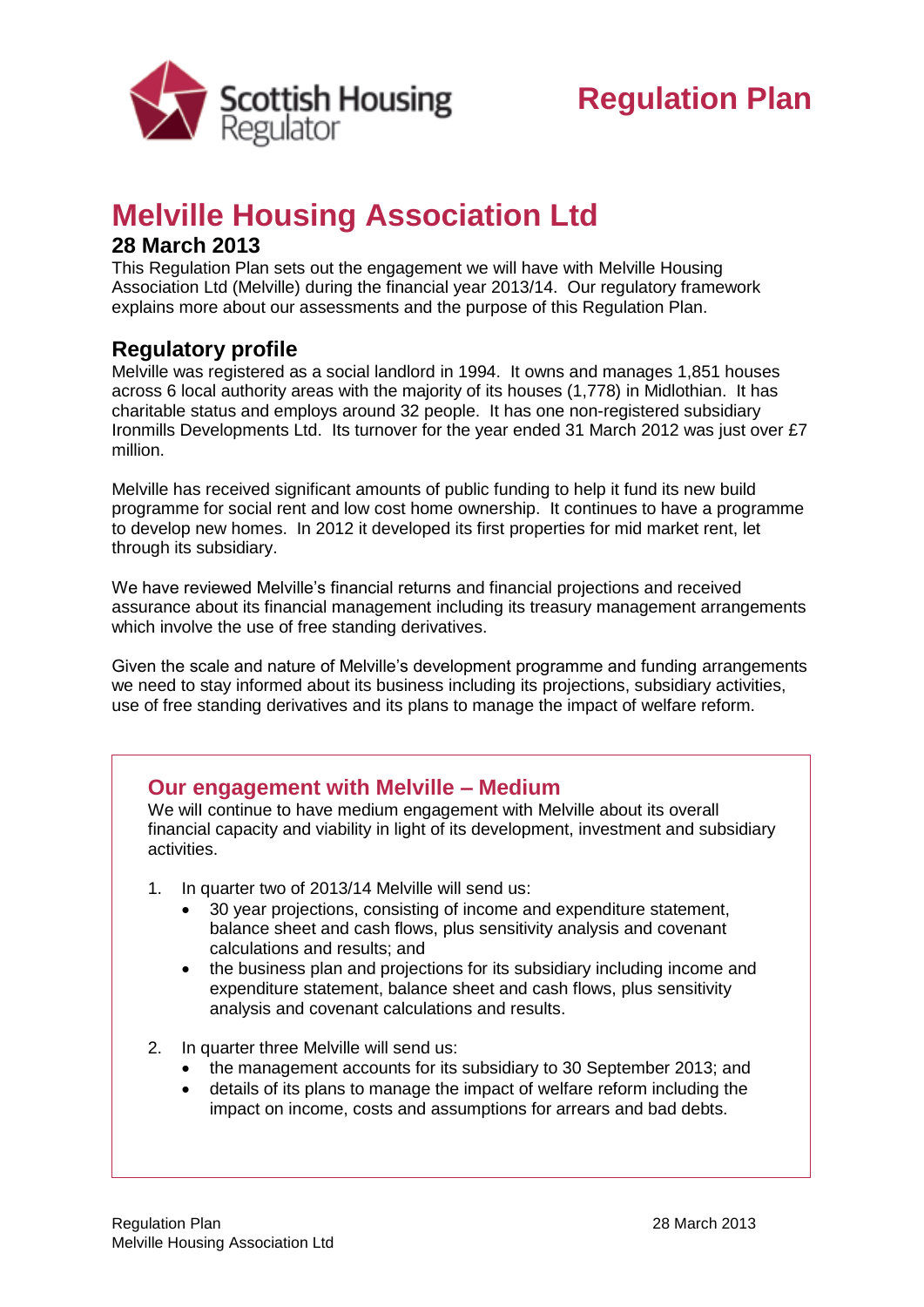# Regulation Plan

# Melville Housing Association Ltd

## 28 March 2013

This Regulation Plan sets out the engagement we will have with Melville Housing Association Ltd (Melville) during the financial year 2013/14. Our regulatory framework explains more about our assessments and the purpose of this Regulation Plan.

## Regulatory profile

Melville was registered as a social landlord in 1994. It owns and manages 1,851 houses across 6 local authority areas with the majority of its houses (1,778) in Midlothian. It has charitable status and employs around 32 people. It has one non-registered subsidiary Ironmills Developments Ltd. Its turnover for the year ended 31 March 2012 was just over £7 million.

Melville has received significant amounts of public funding to help it fund its new build programme for social rent and low cost home ownership. It continues to have a programme to develop new homes. In 2012 it developed its first properties for mid market rent, let through its subsidiary.

We have reviewed Melville's financial returns and financial projections and received assurance about its financial management including its treasury management arrangements which involve the use of free standing derivatives.

Given the scale and nature of Melville's development programme and funding arrangements we need to stay informed about its business including its projections, subsidiary activities, use of free standing derivatives and its plans to manage the impact of welfare reform.

### Our engagement with Melville – Medium

We will continue to have medium engagement with Melville about its overall financial capacity and viability in light of its development, investment and subsidiary activities.

1. In quarter two of 2013/14 Melville will send us:
   - 30 year projections, consisting of income and expenditure statement, balance sheet and cash flows, plus sensitivity analysis and covenant calculations and results; and
   - the business plan and projections for its subsidiary including income and expenditure statement, balance sheet and cash flows, plus sensitivity analysis and covenant calculations and results.

2. In quarter three Melville will send us:
   - the management accounts for its subsidiary to 30 September 2013; and
   - details of its plans to manage the impact of welfare reform including the impact on income, costs and assumptions for arrears and bad debts.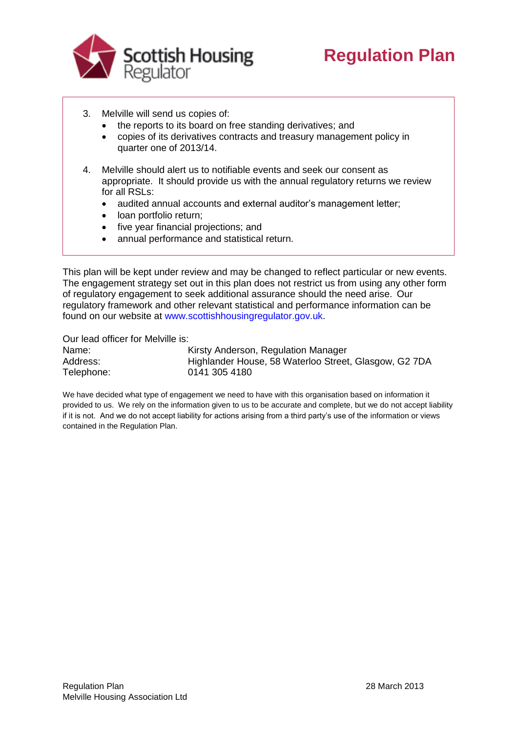3. Melville will send us copies of:
   - the reports to its board on free standing derivatives; and
   - copies of its derivatives contracts and treasury management policy in quarter one of 2013/14.

4. Melville should alert us to notifiable events and seek our consent as appropriate. It should provide us with the annual regulatory returns we review for all RSLs:
   - audited annual accounts and external auditor's management letter;
   - loan portfolio return;
   - five year financial projections; and
   - annual performance and statistical return.

This plan will be kept under review and may be changed to reflect particular or new events. The engagement strategy set out in this plan does not restrict us from using any other form of regulatory engagement to seek additional assurance should the need arise. Our regulatory framework and other relevant statistical and performance information can be found on our website at www.scottishhousingregulator.gov.uk.

Our lead officer for Melville is:

| | |
|---|---|
| Name: | Kirsty Anderson, Regulation Manager |
| Address: | Highlander House, 58 Waterloo Street, Glasgow, G2 7DA |
| Telephone: | 0141 305 4180 |

We have decided what type of engagement we need to have with this organisation based on information it provided to us. We rely on the information given to us to be accurate and complete, but we do not accept liability if it is not. And we do not accept liability for actions arising from a third party's use of the information or views contained in the Regulation Plan.